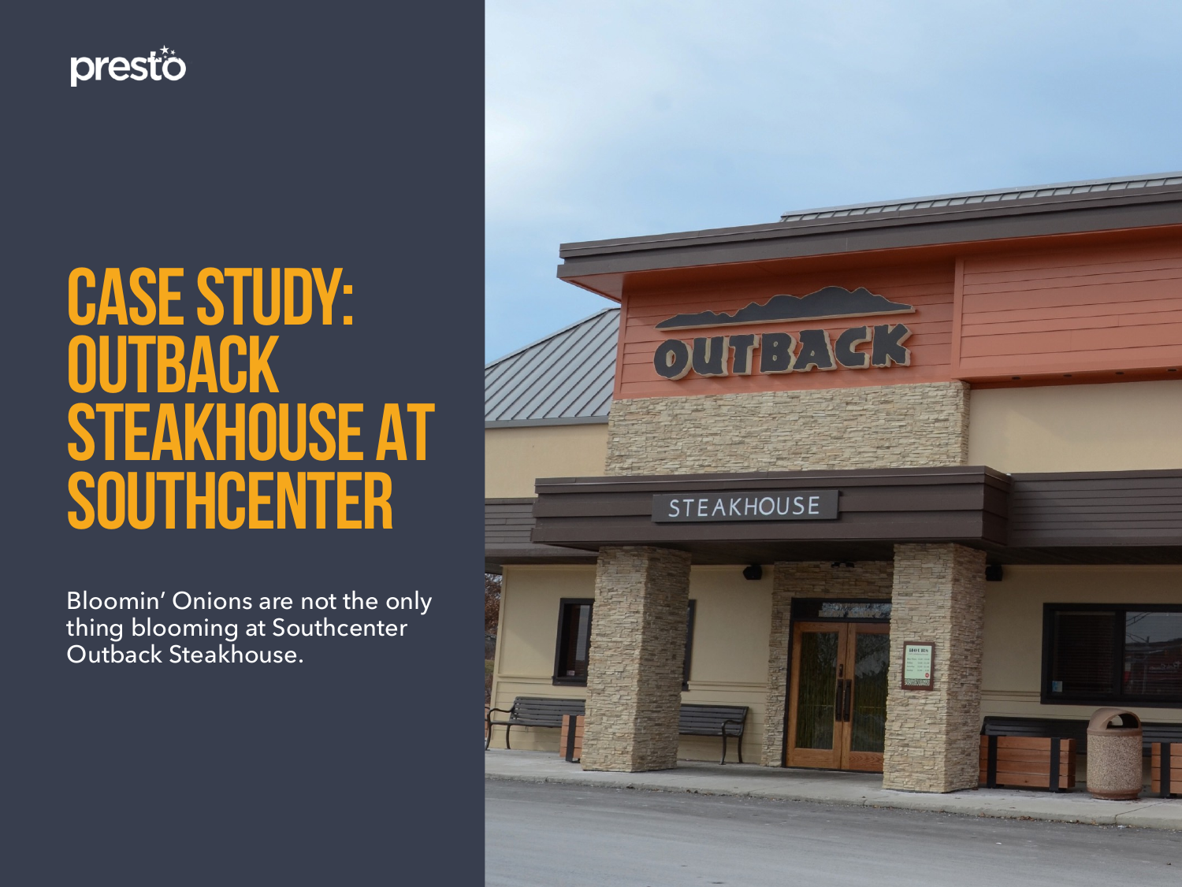presto

# CASE STUDY: OUTBACK STEAKHOUSE AT SOUTHCENTER

Bloomin' Onions are not the only thing blooming at Southcenter Outback Steakhouse.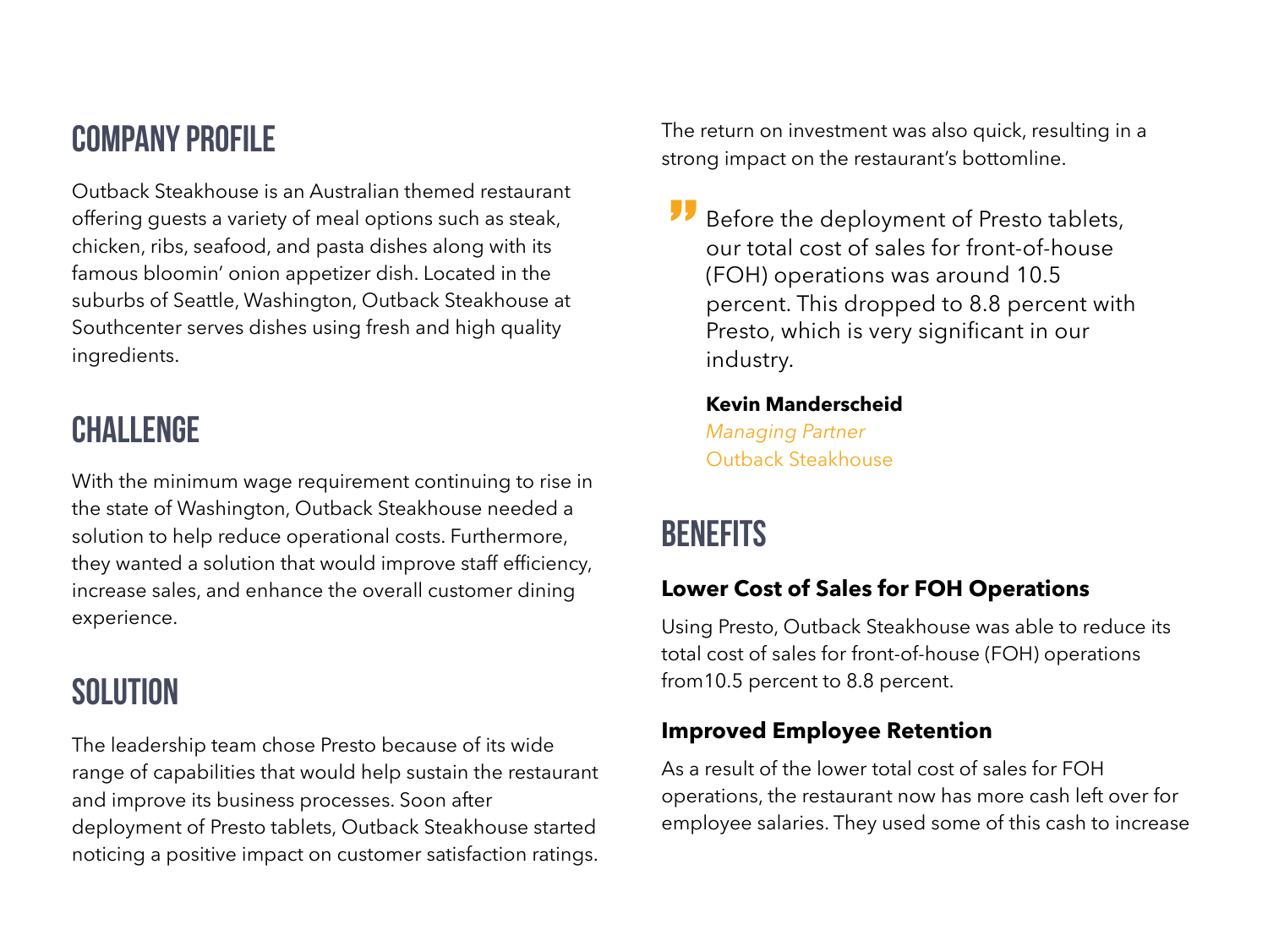## COMPANY PROFILE

Outback Steakhouse is an Australian themed restaurant offering guests a variety of meal options such as steak, chicken, ribs, seafood, and pasta dishes along with its famous bloomin' onion appetizer dish. Located in the suburbs of Seattle, Washington, Outback Steakhouse at Southcenter serves dishes using fresh and high quality ingredients.

## CHALLENGE

With the minimum wage requirement continuing to rise in the state of Washington, Outback Steakhouse needed a solution to help reduce operational costs. Furthermore, they wanted a solution that would improve staff efficiency, increase sales, and enhance the overall customer dining experience.

## SOLUTION

The leadership team chose Presto because of its wide range of capabilities that would help sustain the restaurant and improve its business processes. Soon after deployment of Presto tablets, Outback Steakhouse started noticing a positive impact on customer satisfaction ratings. The return on investment was also quick, resulting in a strong impact on the restaurant's bottomline.

> Before the deployment of Presto tablets, our total cost of sales for front-of-house (FOH) operations was around 10.5 percent. This dropped to 8.8 percent with Presto, which is very significant in our industry.
>
> **Kevin Manderscheid**
> *Managing Partner*
> Outback Steakhouse

## BENEFITS

**Lower Cost of Sales for FOH Operations**

Using Presto, Outback Steakhouse was able to reduce its total cost of sales for front-of-house (FOH) operations from10.5 percent to 8.8 percent.

**Improved Employee Retention**

As a result of the lower total cost of sales for FOH operations, the restaurant now has more cash left over for employee salaries. They used some of this cash to increase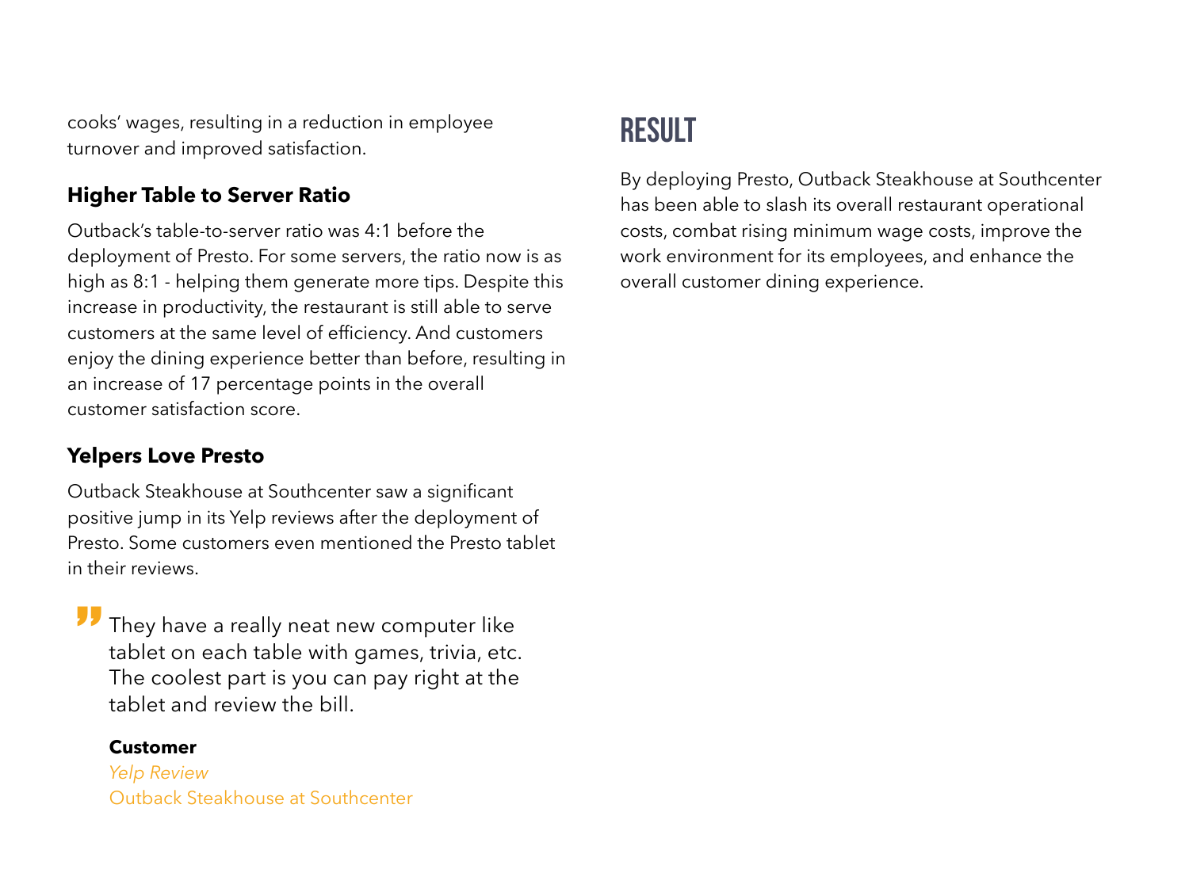cooks' wages, resulting in a reduction in employee turnover and improved satisfaction.

### Higher Table to Server Ratio

Outback's table-to-server ratio was 4:1 before the deployment of Presto. For some servers, the ratio now is as high as 8:1 - helping them generate more tips. Despite this increase in productivity, the restaurant is still able to serve customers at the same level of efficiency. And customers enjoy the dining experience better than before, resulting in an increase of 17 percentage points in the overall customer satisfaction score.

### Yelpers Love Presto

Outback Steakhouse at Southcenter saw a significant positive jump in its Yelp reviews after the deployment of Presto. Some customers even mentioned the Presto tablet in their reviews.

> They have a really neat new computer like tablet on each table with games, trivia, etc. The coolest part is you can pay right at the tablet and review the bill.
>
> **Customer**
> *Yelp Review*
> Outback Steakhouse at Southcenter

## RESULT

By deploying Presto, Outback Steakhouse at Southcenter has been able to slash its overall restaurant operational costs, combat rising minimum wage costs, improve the work environment for its employees, and enhance the overall customer dining experience.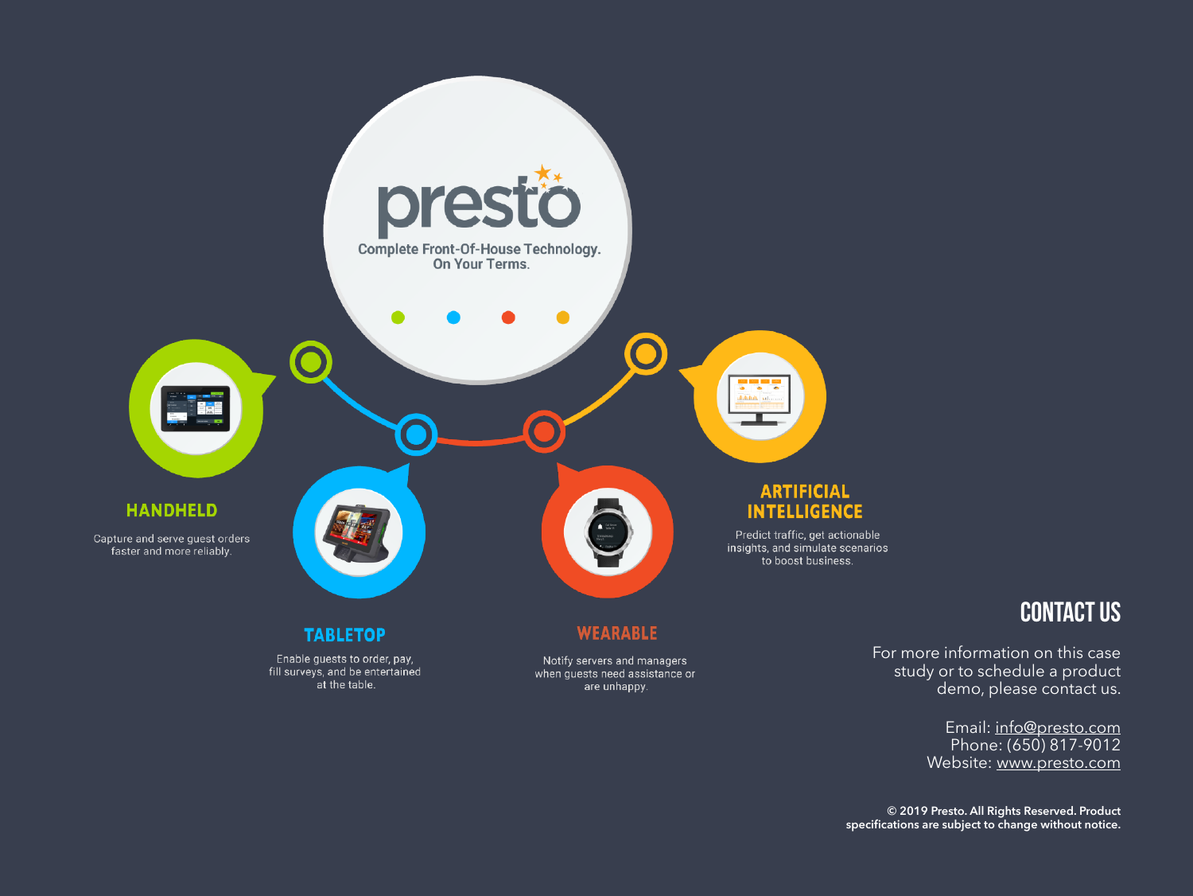presto

Complete Front-Of-House Technology.
On Your Terms.

## HANDHELD

Capture and serve guest orders faster and more reliably.

## TABLETOP

Enable guests to order, pay, fill surveys, and be entertained at the table.

## WEARABLE

Notify servers and managers when guests need assistance or are unhappy.

## ARTIFICIAL INTELLIGENCE

Predict traffic, get actionable insights, and simulate scenarios to boost business.

## CONTACT US

For more information on this case study or to schedule a product demo, please contact us.

Email: info@presto.com
Phone: (650) 817-9012
Website: www.presto.com

**© 2019 Presto. All Rights Reserved. Product specifications are subject to change without notice.**